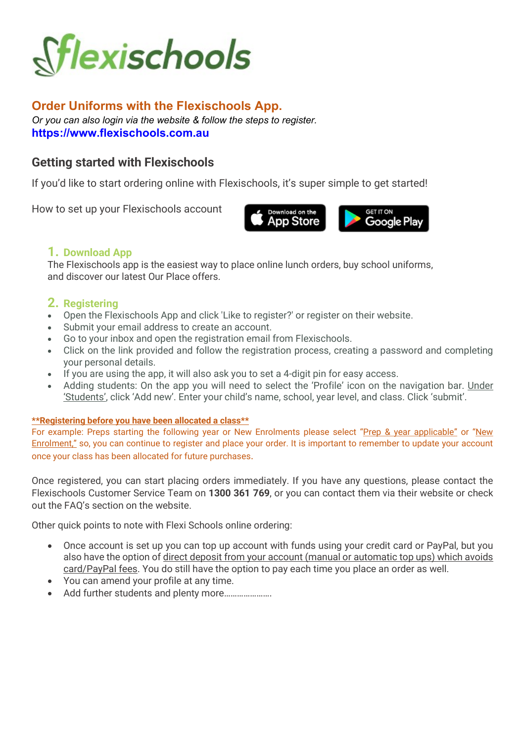# flexischools

## Order Uniforms with the Flexischools App.

*Or you can also login via the website & follow the steps to register.*

**https://www.flexischools.com.au**

## Getting started with Flexischools

If you'd like to start ordering online with Flexischools, it's super simple to get started!

How to set up your Flexischools account

Download on the App Store | GET IT ON Google Play

### 1. Download App

The Flexischools app is the easiest way to place online lunch orders, buy school uniforms, and discover our latest Our Place offers.

### 2. Registering

- Open the Flexischools App and click 'Like to register?' or register on their website.
- Submit your email address to create an account.
- Go to your inbox and open the registration email from Flexischools.
- Click on the link provided and follow the registration process, creating a password and completing your personal details.
- If you are using the app, it will also ask you to set a 4-digit pin for easy access.
- Adding students: On the app you will need to select the 'Profile' icon on the navigation bar. Under 'Students', click 'Add new'. Enter your child's name, school, year level, and class. Click 'submit'.

****Registering before you have been allocated a class****

For example: Preps starting the following year or New Enrolments please select "Prep & year applicable" or "New Enrolment," so, you can continue to register and place your order. It is important to remember to update your account once your class has been allocated for future purchases.

Once registered, you can start placing orders immediately. If you have any questions, please contact the Flexischools Customer Service Team on **1300 361 769**, or you can contact them via their website or check out the FAQ's section on the website.

Other quick points to note with Flexi Schools online ordering:

- Once account is set up you can top up account with funds using your credit card or PayPal, but you also have the option of direct deposit from your account (manual or automatic top ups) which avoids card/PayPal fees. You do still have the option to pay each time you place an order as well.
- You can amend your profile at any time.
- Add further students and plenty more......................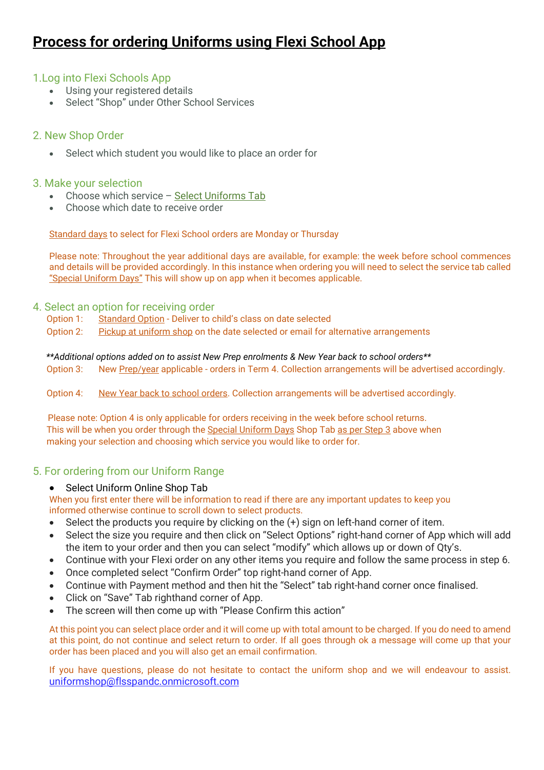// Transcribed faithfully from the page; wording, punctuation and emphasis follow the source. No content added.
# Process for ordering Uniforms using Flexi School App

## 1.Log into Flexi Schools App

- Using your registered details
- Select "Shop" under Other School Services

## 2. New Shop Order

- Select which student you would like to place an order for

## 3. Make your selection

- Choose which service – Select Uniforms Tab
- Choose which date to receive order

Standard days to select for Flexi School orders are Monday or Thursday

Please note: Throughout the year additional days are available, for example: the week before school commences and details will be provided accordingly. In this instance when ordering you will need to select the service tab called "Special Uniform Days" This will show up on app when it becomes applicable.

## 4. Select an option for receiving order

Option 1: Standard Option - Deliver to child's class on date selected

Option 2: Pickup at uniform shop on the date selected or email for alternative arrangements

*\*\*Additional options added on to assist New Prep enrolments & New Year back to school orders\*\**

Option 3: New Prep/year applicable - orders in Term 4. Collection arrangements will be advertised accordingly.

Option 4: New Year back to school orders. Collection arrangements will be advertised accordingly.

Please note: Option 4 is only applicable for orders receiving in the week before school returns. This will be when you order through the Special Uniform Days Shop Tab as per Step 3 above when making your selection and choosing which service you would like to order for.

## 5. For ordering from our Uniform Range

- Select Uniform Online Shop Tab

When you first enter there will be information to read if there are any important updates to keep you informed otherwise continue to scroll down to select products.

- Select the products you require by clicking on the (+) sign on left-hand corner of item.
- Select the size you require and then click on "Select Options" right-hand corner of App which will add the item to your order and then you can select "modify" which allows up or down of Qty's.
- Continue with your Flexi order on any other items you require and follow the same process in step 6.
- Once completed select "Confirm Order" top right-hand corner of App.
- Continue with Payment method and then hit the "Select" tab right-hand corner once finalised.
- Click on "Save" Tab righthand corner of App.
- The screen will then come up with "Please Confirm this action"

At this point you can select place order and it will come up with total amount to be charged. If you do need to amend at this point, do not continue and select return to order. If all goes through ok a message will come up that your order has been placed and you will also get an email confirmation.

If you have questions, please do not hesitate to contact the uniform shop and we will endeavour to assist. uniformshop@flsspandc.onmicrosoft.com